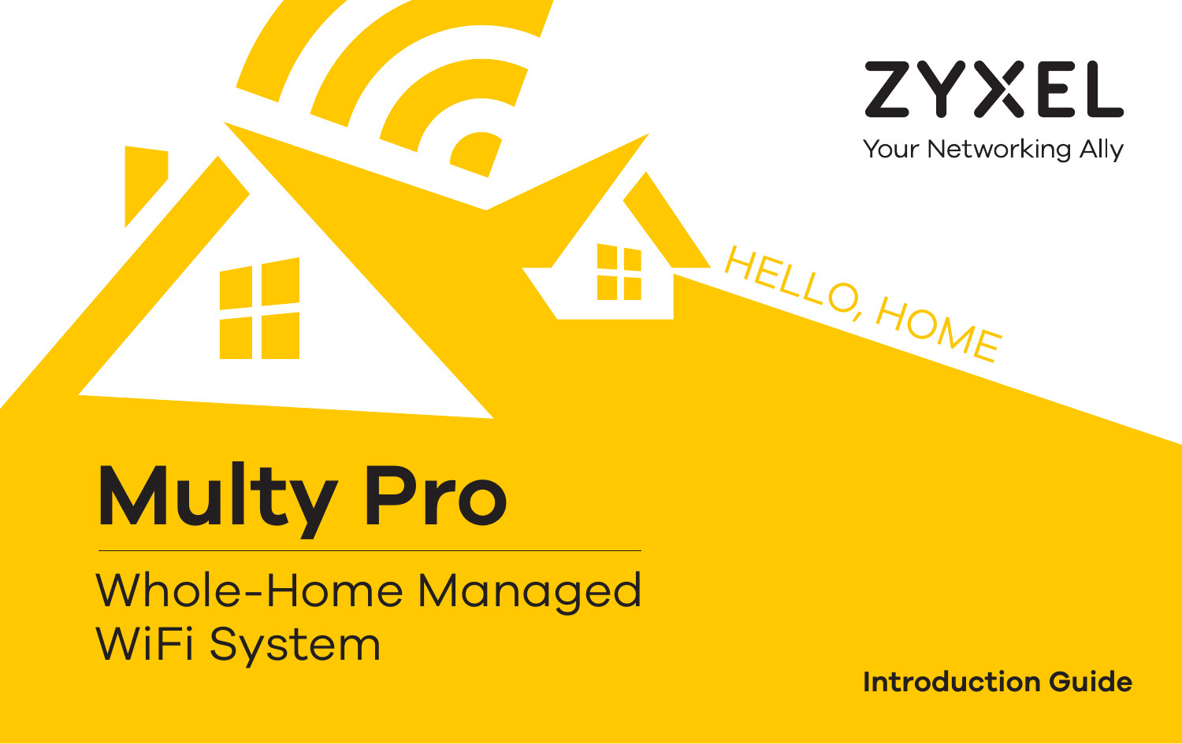ZYXEL

Your Networking Ally

HELLO, HOME

# Multy Pro

## Whole-Home Managed WiFi System

**Introduction Guide**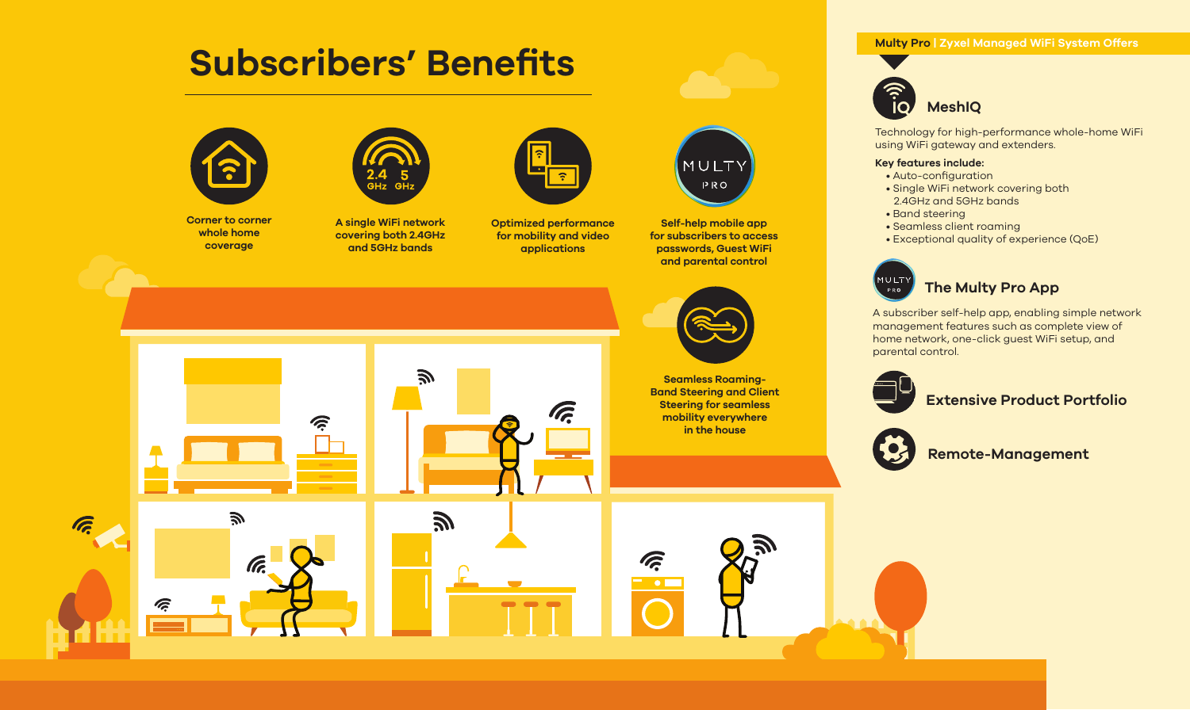# Subscribers' Benefits

**Corner to corner whole home coverage**

**A single WiFi network covering both 2.4GHz and 5GHz bands**

**Optimized performance for mobility and video applications**

**Self-help mobile app for subscribers to access passwords, Guest WiFi and parental control**

**Seamless Roaming- Band Steering and Client Steering for seamless mobility everywhere in the house**

## Multy Pro | Zyxel Managed WiFi System Offers

### MeshIQ

Technology for high-performance whole-home WiFi using WiFi gateway and extenders.

**Key features include:**

- Auto-configuration
- Single WiFi network covering both 2.4GHz and 5GHz bands
- Band steering
- Seamless client roaming
- Exceptional quality of experience (QoE)

### The Multy Pro App

A subscriber self-help app, enabling simple network management features such as complete view of home network, one-click guest WiFi setup, and parental control.

### Extensive Product Portfolio

### Remote-Management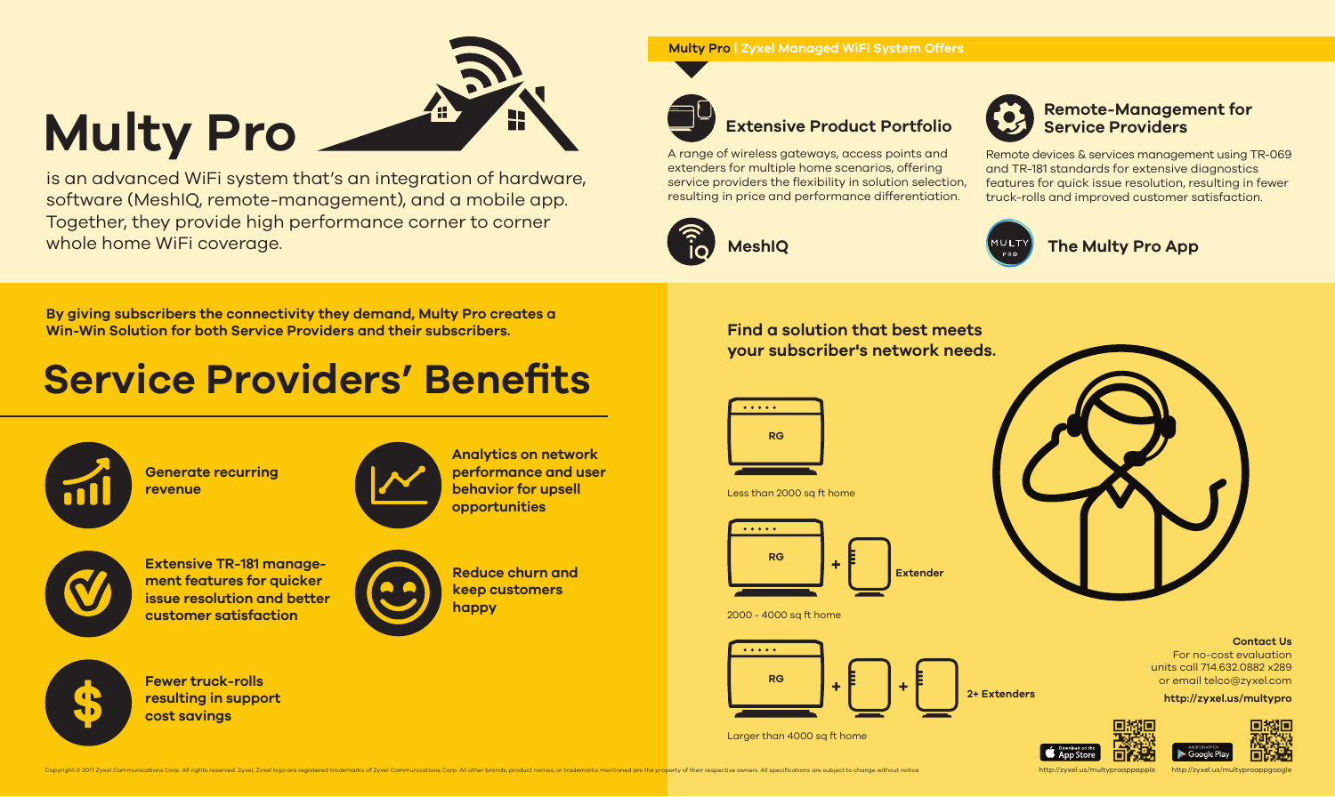# Multy Pro

is an advanced WiFi system that's an integration of hardware, software (MeshIQ, remote-management), and a mobile app. Together, they provide high performance corner to corner whole home WiFi coverage.

**By giving subscribers the connectivity they demand, Multy Pro creates a Win-Win Solution for both Service Providers and their subscribers.**

## Service Providers' Benefits

- **Generate recurring revenue**
- **Analytics on network performance and user behavior for upsell opportunities**
- **Extensive TR-181 management features for quicker issue resolution and better customer satisfaction**
- **Reduce churn and keep customers happy**
- **Fewer truck-rolls resulting in support cost savings**

**Multy Pro | Zyxel Managed WiFi System Offers**

### Extensive Product Portfolio

A range of wireless gateways, access points and extenders for multiple home scenarios, offering service providers the flexibility in solution selection, resulting in price and performance differentiation.

### Remote-Management for Service Providers

Remote devices & services management using TR-069 and TR-181 standards for extensive diagnostics features for quick issue resolution, resulting in fewer truck-rolls and improved customer satisfaction.

### MeshIQ

### The Multy Pro App

**Find a solution that best meets your subscriber's network needs.**

- RG — Less than 2000 sq ft home
- RG + Extender — 2000 - 4000 sq ft home
- RG + + 2+ Extenders — Larger than 4000 sq ft home

**Contact Us**

For no-cost evaluation units call 714.632.0882 x289 or email telco@zyxel.com

**http://zyxel.us/multypro**

http://zyxel.us/multyproappapple

http://zyxel.us/multyproappgoogle

Copyright © 2017 Zyxel Communications Corp. All rights reserved. Zyxel, Zyxel logo are registered trademarks of Zyxel Communications Corp. All other brands, product names, or trademarks mentioned are the property of their respective owners. All specifications are subject to change without notice.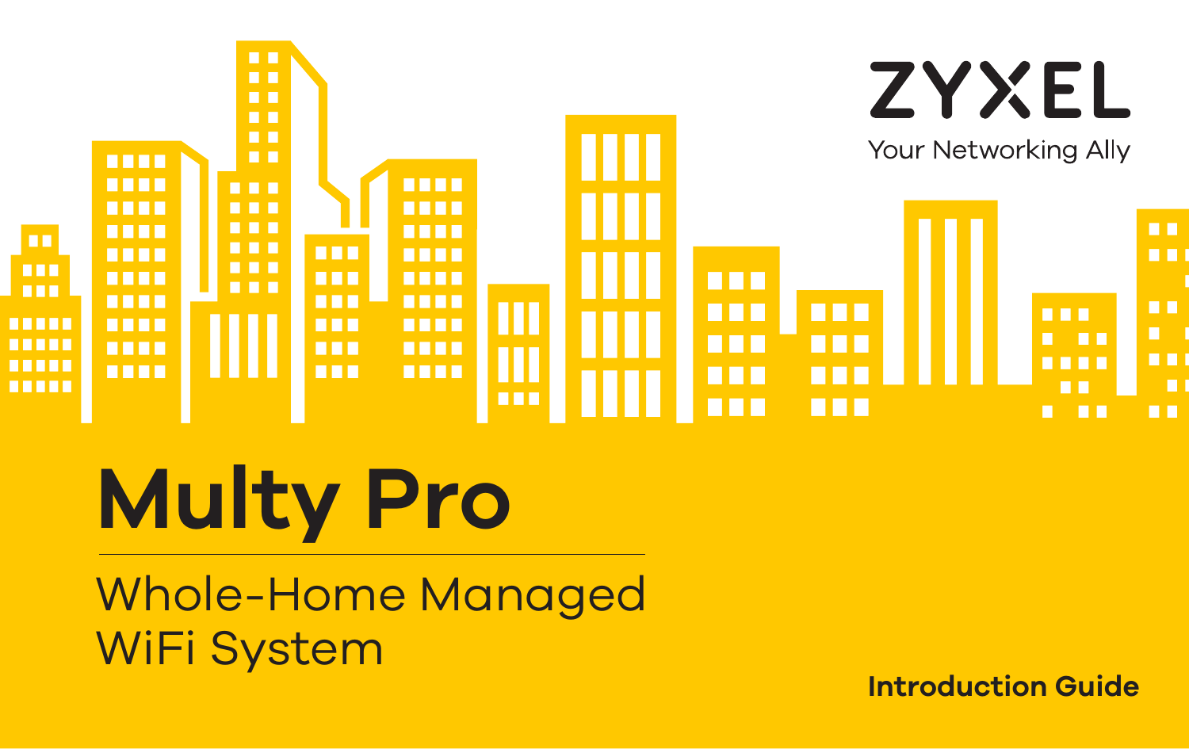ZYXEL

Your Networking Ally

# Multy Pro

## Whole-Home Managed WiFi System

**Introduction Guide**